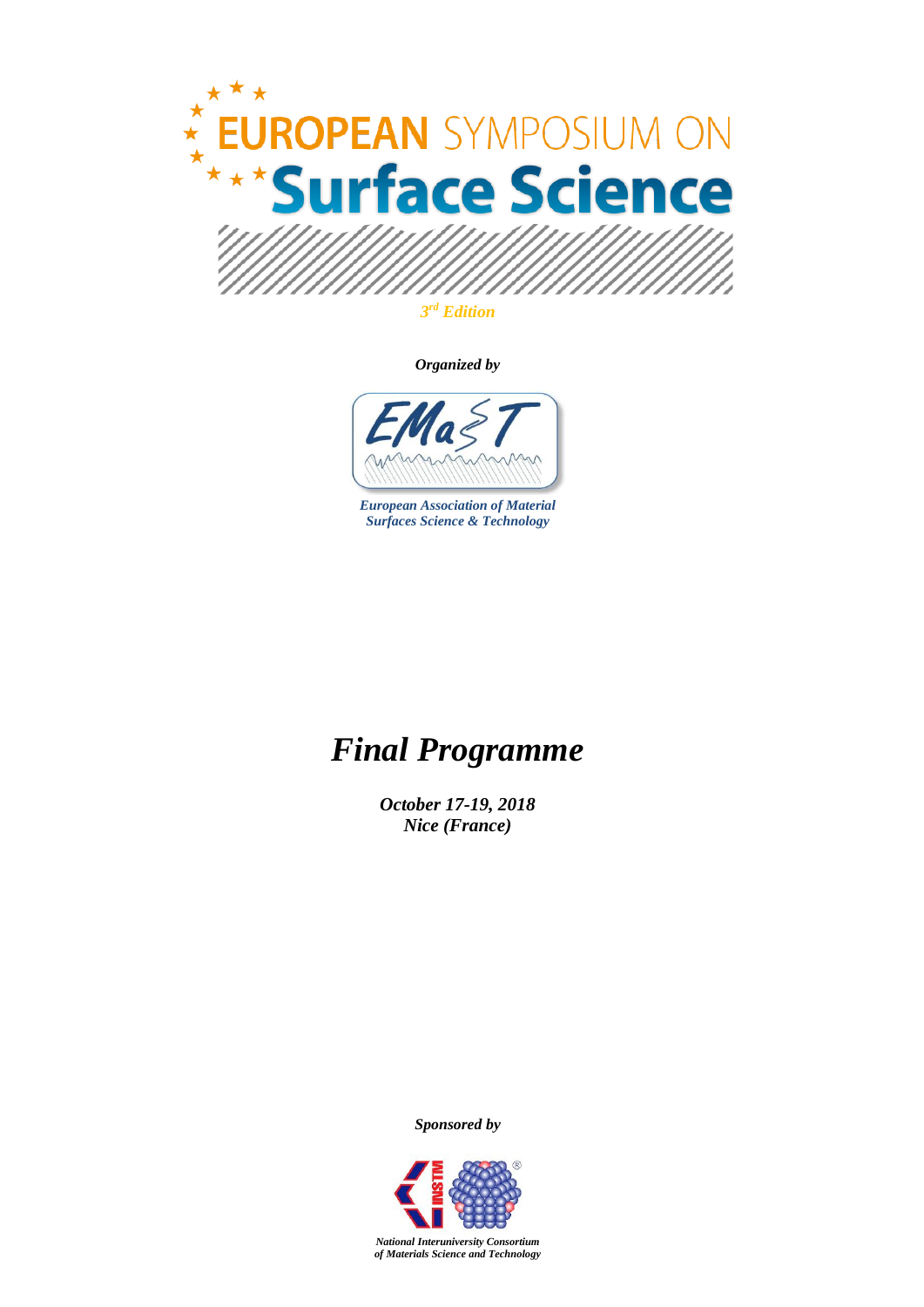# EUROPEAN SYMPOSIUM ON Surface Science

*3rd Edition*

*Organized by*

EMaST

***European Association of Material Surfaces Science & Technology***

# *Final Programme*

***October 17-19, 2018***
***Nice (France)***

***Sponsored by***

INSTM

***National Interuniversity Consortium of Materials Science and Technology***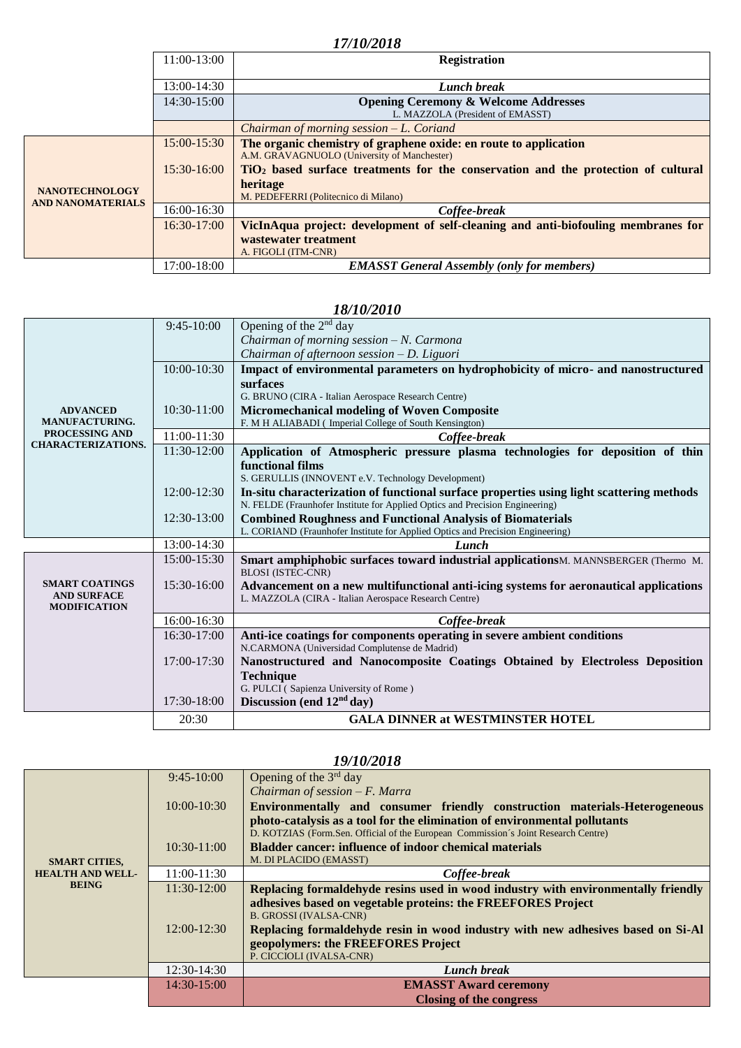### *17/10/2018*

| | | |
|---|---|---|
| | 11:00-13:00 | **Registration** |
| | 13:00-14:30 | ***Lunch break*** |
| | 14:30-15:00 | **Opening Ceremony & Welcome Addresses**<br>L. MAZZOLA (President of EMASST) |
| | | *Chairman of morning session – L. Coriand* |
| **NANOTECHNOLOGY AND NANOMATERIALS** | 15:00-15:30 | **The organic chemistry of graphene oxide: en route to application**<br>A.M. GRAVAGNUOLO (University of Manchester) |
| | 15:30-16:00 | **$TiO_2$ based surface treatments for the conservation and the protection of cultural heritage**<br>M. PEDEFERRI (Politecnico di Milano) |
| | 16:00-16:30 | ***Coffee-break*** |
| | 16:30-17:00 | **VicInAqua project: development of self-cleaning and anti-biofouling membranes for wastewater treatment**<br>A. FIGOLI (ITM-CNR) |
| | 17:00-18:00 | ***EMASST General Assembly (only for members)*** |

### *18/10/2010*

| | | |
|---|---|---|
| **ADVANCED MANUFACTURING. PROCESSING AND CHARACTERIZATIONS.** | 9:45-10:00 | Opening of the 2[nd] day<br>*Chairman of morning session – N. Carmona*<br>*Chairman of afternoon session – D. Liguori* |
| | 10:00-10:30 | **Impact of environmental parameters on hydrophobicity of micro- and nanostructured surfaces**<br>G. BRUNO (CIRA - Italian Aerospace Research Centre) |
| | 10:30-11:00 | **Micromechanical modeling of Woven Composite**<br>F. M H ALIABADI ( Imperial College of South Kensington) |
| | 11:00-11:30 | ***Coffee-break*** |
| | 11:30-12:00 | **Application of Atmospheric pressure plasma technologies for deposition of thin functional films**<br>S. GERULLIS (INNOVENT e.V. Technology Development) |
| | 12:00-12:30 | **In-situ characterization of functional surface properties using light scattering methods**<br>N. FELDE (Fraunhofer Institute for Applied Optics and Precision Engineering) |
| | 12:30-13:00 | **Combined Roughness and Functional Analysis of Biomaterials**<br>L. CORIAND (Fraunhofer Institute for Applied Optics and Precision Engineering) |
| | 13:00-14:30 | ***Lunch*** |
| **SMART COATINGS AND SURFACE MODIFICATION** | 15:00-15:30 | **Smart amphiphobic surfaces toward industrial applications**M. MANNSBERGER (Thermo M. BLOSI (ISTEC-CNR) |
| | 15:30-16:00 | **Advancement on a new multifunctional anti-icing systems for aeronautical applications**<br>L. MAZZOLA (CIRA - Italian Aerospace Research Centre) |
| | 16:00-16:30 | ***Coffee-break*** |
| | 16:30-17:00 | **Anti-ice coatings for components operating in severe ambient conditions**<br>N.CARMONA (Universidad Complutense de Madrid) |
| | 17:00-17:30 | **Nanostructured and Nanocomposite Coatings Obtained by Electroless Deposition Technique**<br>G. PULCI ( Sapienza University of Rome ) |
| | 17:30-18:00 | **Discussion (end 12[nd] day)** |
| | 20:30 | **GALA DINNER at WESTMINSTER HOTEL** |

### *19/10/2018*

| | | |
|---|---|---|
| **SMART CITIES, HEALTH AND WELL-BEING** | 9:45-10:00 | Opening of the 3[rd] day<br>*Chairman of session – F. Marra* |
| | 10:00-10:30 | **Environmentally and consumer friendly construction materials-Heterogeneous photo-catalysis as a tool for the elimination of environmental pollutants**<br>D. KOTZIAS (Form.Sen. Official of the European Commission´s Joint Research Centre) |
| | 10:30-11:00 | **Bladder cancer: influence of indoor chemical materials**<br>M. DI PLACIDO (EMASST) |
| | 11:00-11:30 | ***Coffee-break*** |
| | 11:30-12:00 | **Replacing formaldehyde resins used in wood industry with environmentally friendly adhesives based on vegetable proteins: the FREEFORES Project**<br>B. GROSSI (IVALSA-CNR) |
| | 12:00-12:30 | **Replacing formaldehyde resin in wood industry with new adhesives based on Si-Al geopolymers: the FREEFORES Project**<br>P. CICCIOLI (IVALSA-CNR) |
| | 12:30-14:30 | ***Lunch break*** |
| | 14:30-15:00 | **EMASST Award ceremony**<br>**Closing of the congress** |